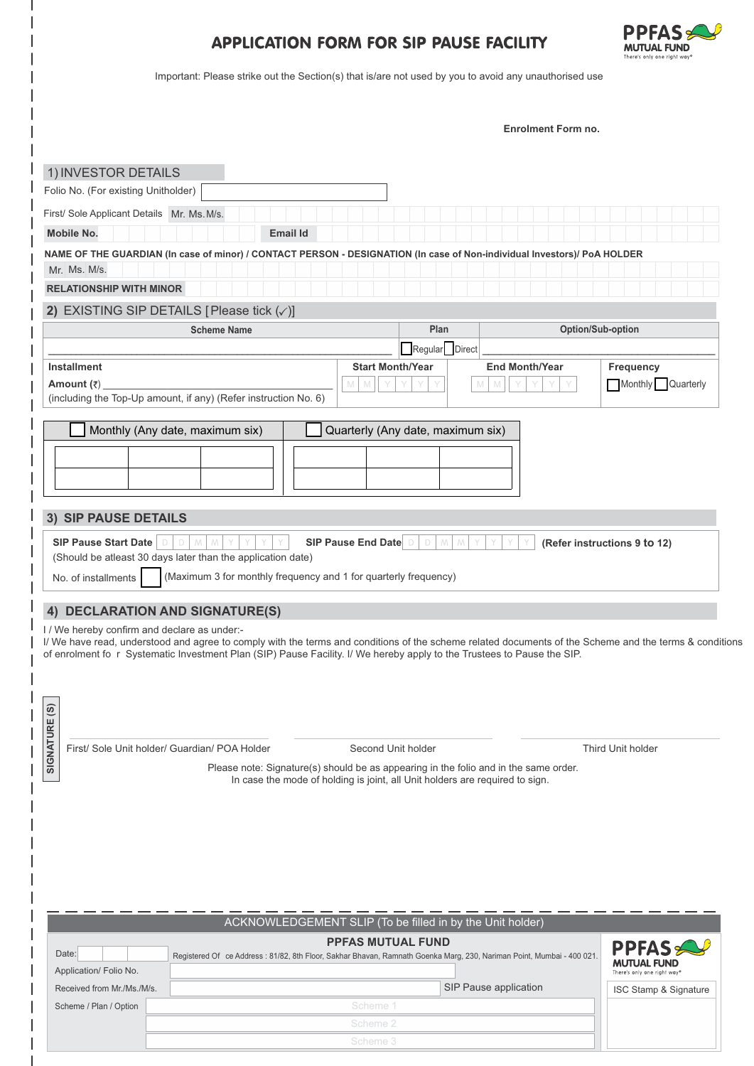# APPLICATION FORM FOR SIP PAUSE FACILITY

PPFAS MUTUAL FUND
There's only one right way®

Important: Please strike out the Section(s) that is/are not used by you to avoid any unauthorised use

**Enrolment Form no.**

## 1) INVESTOR DETAILS

Folio No. (For existing Unitholder)

First/ Sole Applicant Details Mr. Ms. M/s.

**Mobile No.** **Email Id**

**NAME OF THE GUARDIAN (In case of minor) / CONTACT PERSON - DESIGNATION (In case of Non-individual Investors)/ PoA HOLDER**

Mr. Ms. M/s.

**RELATIONSHIP WITH MINOR**

## 2) EXISTING SIP DETAILS [Please tick (✓)]

| Scheme Name | Plan | Option/Sub-option |
|---|---|---|
| ______ | ☐ Regular ☐ Direct | ______ |

| **Installment Amount** (₹) ______ (including the Top-Up amount, if any) (Refer instruction No. 6) | **Start Month/Year** M M Y Y Y Y | **End Month/Year** M M Y Y Y Y | **Frequency** ☐ Monthly ☐ Quarterly |
|---|---|---|---|

| ☐ Monthly (Any date, maximum six) | | | ☐ Quarterly (Any date, maximum six) | | |
|---|---|---|---|---|---|
| | | | | | |
| | | | | | |

## 3) SIP PAUSE DETAILS

**SIP Pause Start Date** D D M M Y Y Y Y **SIP Pause End Date** D D M M Y Y Y Y **(Refer instructions 9 to 12)**

(Should be atleast 30 days later than the application date)

No. of installments ☐ (Maximum 3 for monthly frequency and 1 for quarterly frequency)

## 4) DECLARATION AND SIGNATURE(S)

I / We hereby confirm and declare as under:-

I/ We have read, understood and agree to comply with the terms and conditions of the scheme related documents of the Scheme and the terms & conditions of enrolment fo r Systematic Investment Plan (SIP) Pause Facility. I/ We hereby apply to the Trustees to Pause the SIP.

**SIGNATURE (S)**

| First/ Sole Unit holder/ Guardian/ POA Holder | Second Unit holder | Third Unit holder |
|---|---|---|

Please note: Signature(s) should be as appearing in the folio and in the same order.
In case the mode of holding is joint, all Unit holders are required to sign.

---

ACKNOWLEDGEMENT SLIP (To be filled in by the Unit holder)

**PPFAS MUTUAL FUND**

Registered Of ce Address : 81/82, 8th Floor, Sakhar Bhavan, Ramnath Goenka Marg, 230, Nariman Point, Mumbai - 400 021.

PPFAS MUTUAL FUND
There's only one right way®

Date:

Application/ Folio No.

Received from Mr./Ms./M/s. ______ SIP Pause application

Scheme / Plan / Option
Scheme 1
Scheme 2
Scheme 3

ISC Stamp & Signature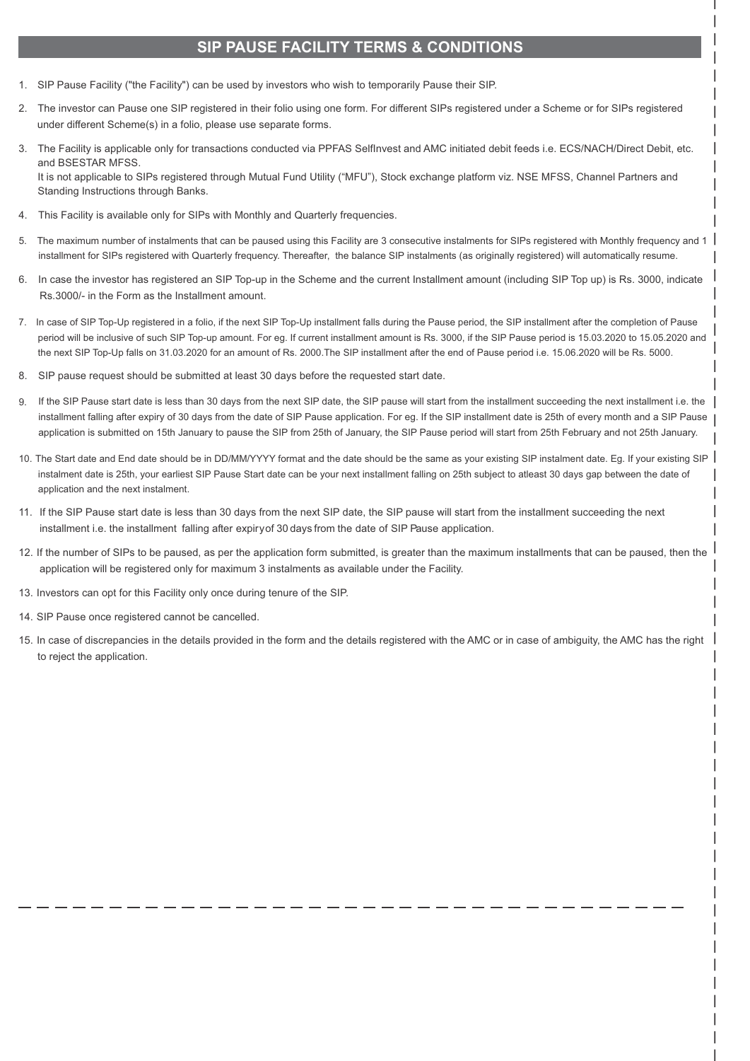## SIP PAUSE FACILITY TERMS & CONDITIONS

1. SIP Pause Facility ("the Facility") can be used by investors who wish to temporarily Pause their SIP.
2. The investor can Pause one SIP registered in their folio using one form. For different SIPs registered under a Scheme or for SIPs registered under different Scheme(s) in a folio, please use separate forms.
3. The Facility is applicable only for transactions conducted via PPFAS SelfInvest and AMC initiated debit feeds i.e. ECS/NACH/Direct Debit, etc. and BSESTAR MFSS.
   It is not applicable to SIPs registered through Mutual Fund Utility ("MFU"), Stock exchange platform viz. NSE MFSS, Channel Partners and Standing Instructions through Banks.
4. This Facility is available only for SIPs with Monthly and Quarterly frequencies.
5. The maximum number of instalments that can be paused using this Facility are 3 consecutive instalments for SIPs registered with Monthly frequency and 1 installment for SIPs registered with Quarterly frequency. Thereafter, the balance SIP instalments (as originally registered) will automatically resume.
6. In case the investor has registered an SIP Top-up in the Scheme and the current Installment amount (including SIP Top up) is Rs. 3000, indicate Rs.3000/- in the Form as the Installment amount.
7. In case of SIP Top-Up registered in a folio, if the next SIP Top-Up installment falls during the Pause period, the SIP installment after the completion of Pause period will be inclusive of such SIP Top-up amount. For eg. If current installment amount is Rs. 3000, if the SIP Pause period is 15.03.2020 to 15.05.2020 and the next SIP Top-Up falls on 31.03.2020 for an amount of Rs. 2000.The SIP installment after the end of Pause period i.e. 15.06.2020 will be Rs. 5000.
8. SIP pause request should be submitted at least 30 days before the requested start date.
9. If the SIP Pause start date is less than 30 days from the next SIP date, the SIP pause will start from the installment succeeding the next installment i.e. the installment falling after expiry of 30 days from the date of SIP Pause application. For eg. If the SIP installment date is 25th of every month and a SIP Pause application is submitted on 15th January to pause the SIP from 25th of January, the SIP Pause period will start from 25th February and not 25th January.
10. The Start date and End date should be in DD/MM/YYYY format and the date should be the same as your existing SIP instalment date. Eg. If your existing SIP instalment date is 25th, your earliest SIP Pause Start date can be your next installment falling on 25th subject to atleast 30 days gap between the date of application and the next instalment.
11. If the SIP Pause start date is less than 30 days from the next SIP date, the SIP pause will start from the installment succeeding the next installment i.e. the installment falling after expiryof 30 days from the date of SIP Pause application.
12. If the number of SIPs to be paused, as per the application form submitted, is greater than the maximum installments that can be paused, then the application will be registered only for maximum 3 instalments as available under the Facility.
13. Investors can opt for this Facility only once during tenure of the SIP.
14. SIP Pause once registered cannot be cancelled.
15. In case of discrepancies in the details provided in the form and the details registered with the AMC or in case of ambiguity, the AMC has the right to reject the application.